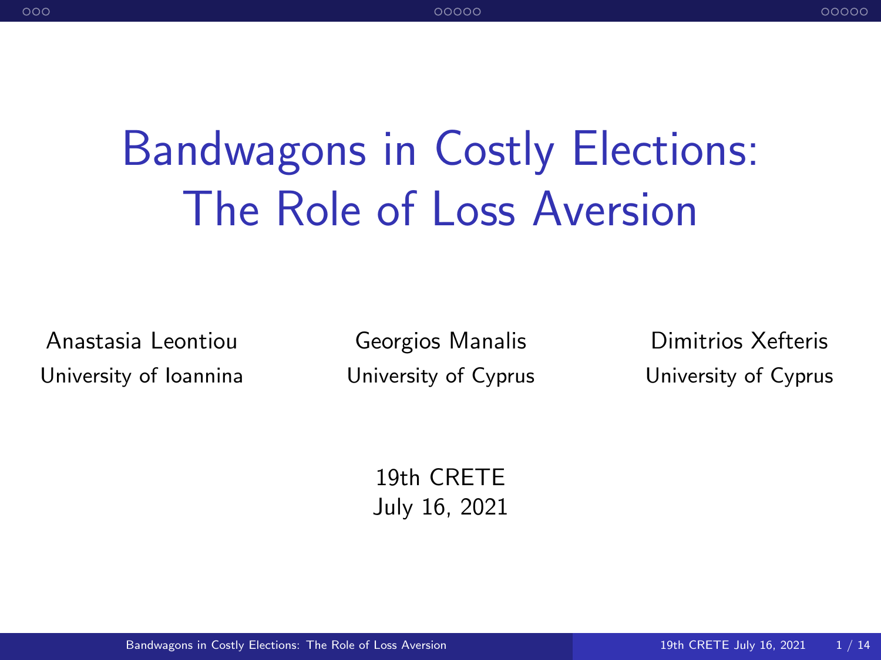# Bandwagons in Costly Elections: The Role of Loss Aversion

Anastasia Leontiou
University of Ioannina

Georgios Manalis
University of Cyprus

Dimitrios Xefteris
University of Cyprus

19th CRETE
July 16, 2021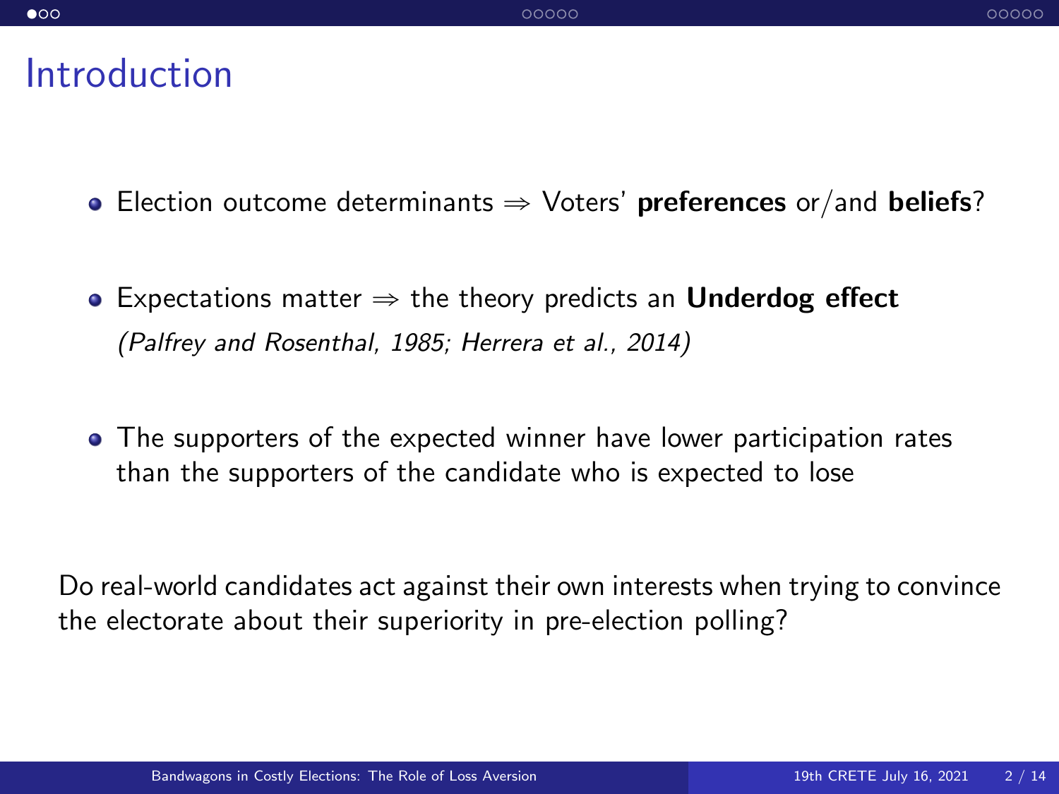# Introduction

- Election outcome determinants $\Rightarrow$ Voters' **preferences** or/and **beliefs**?
- Expectations matter $\Rightarrow$ the theory predicts an **Underdog effect** *(Palfrey and Rosenthal, 1985; Herrera et al., 2014)*
- The supporters of the expected winner have lower participation rates than the supporters of the candidate who is expected to lose

Do real-world candidates act against their own interests when trying to convince the electorate about their superiority in pre-election polling?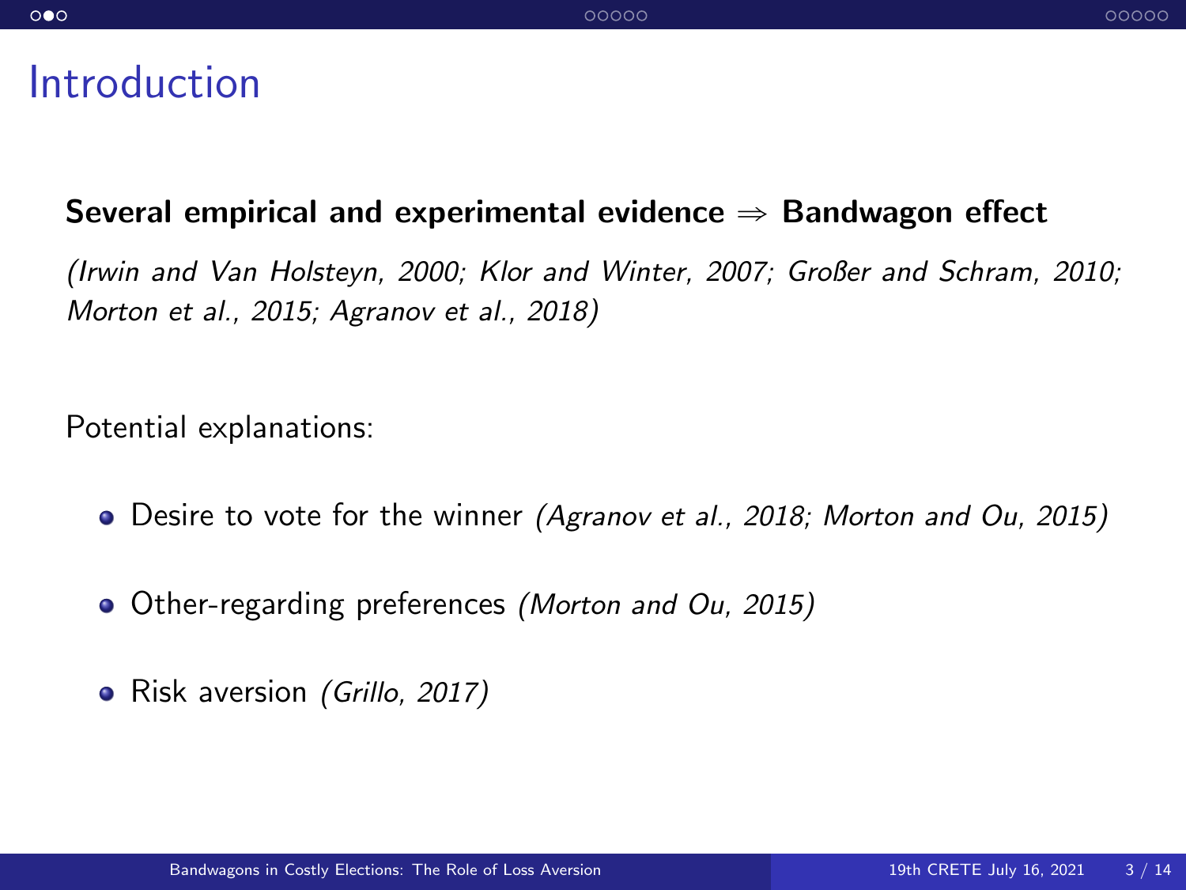# Introduction

**Several empirical and experimental evidence $\Rightarrow$ Bandwagon effect**

*(Irwin and Van Holsteyn, 2000; Klor and Winter, 2007; Großer and Schram, 2010; Morton et al., 2015; Agranov et al., 2018)*

Potential explanations:

- Desire to vote for the winner *(Agranov et al., 2018; Morton and Ou, 2015)*
- Other-regarding preferences *(Morton and Ou, 2015)*
- Risk aversion *(Grillo, 2017)*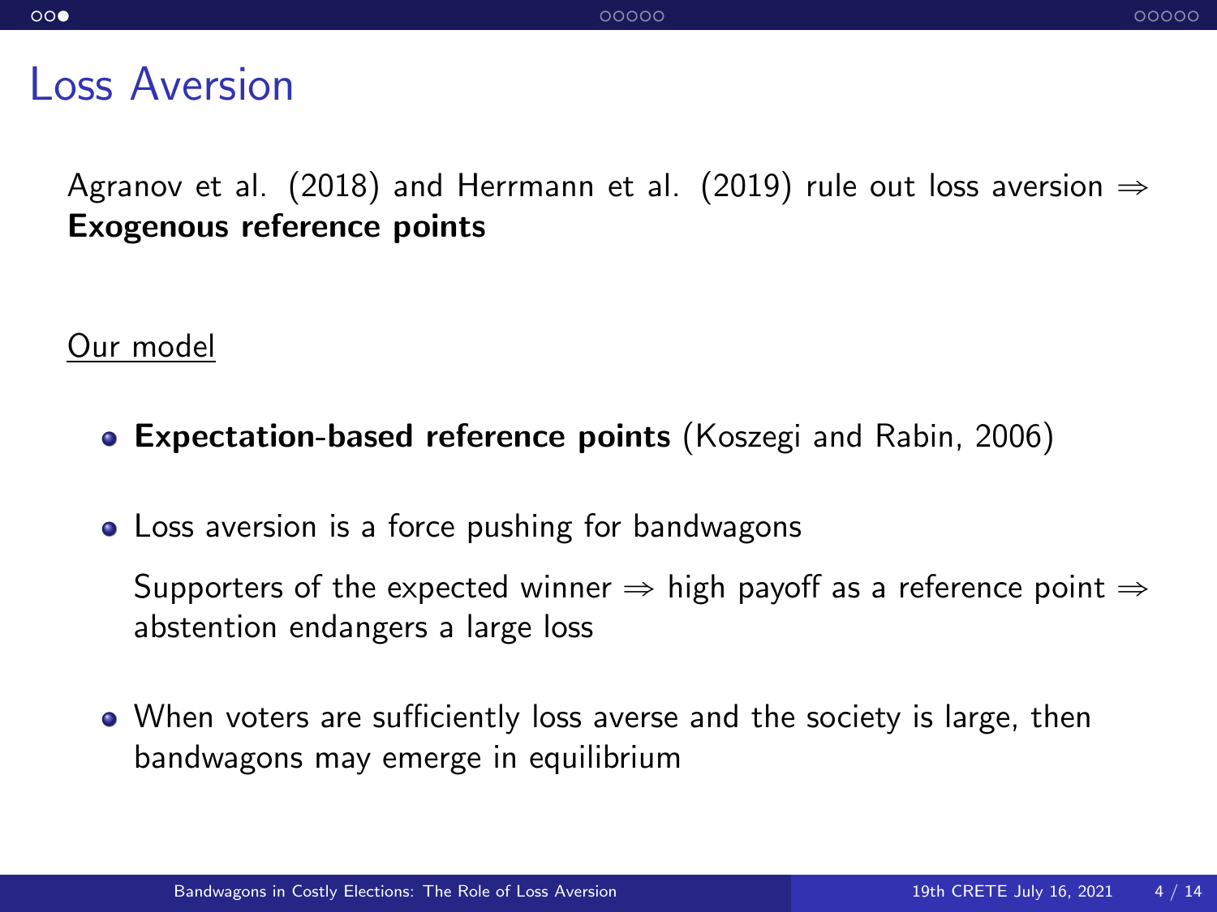# Loss Aversion

Agranov et al. (2018) and Herrmann et al. (2019) rule out loss aversion $\Rightarrow$ **Exogenous reference points**

Our model

- **Expectation-based reference points** (Koszegi and Rabin, 2006)
- Loss aversion is a force pushing for bandwagons

  Supporters of the expected winner $\Rightarrow$ high payoff as a reference point $\Rightarrow$ abstention endangers a large loss
- When voters are sufficiently loss averse and the society is large, then bandwagons may emerge in equilibrium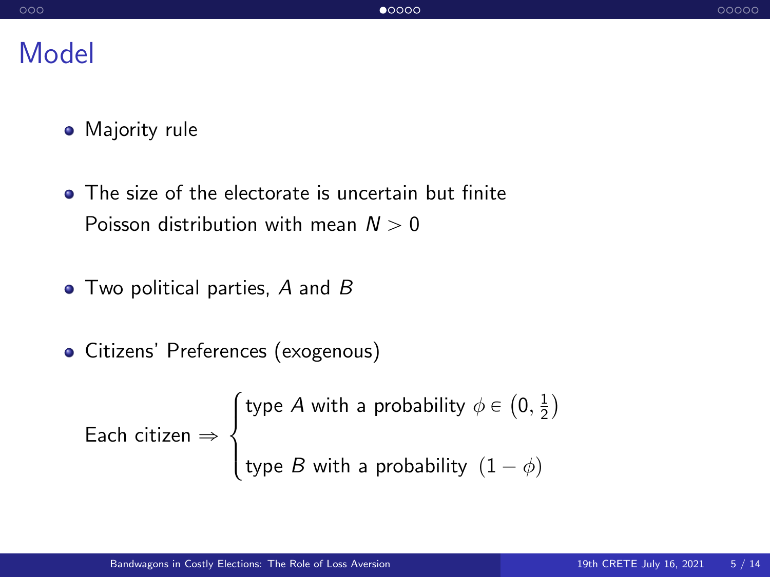# Model

- Majority rule

- The size of the electorate is uncertain but finite
  Poisson distribution with mean $N > 0$

- Two political parties, $A$ and $B$

- Citizens' Preferences (exogenous)

$$\text{Each citizen} \Rightarrow \begin{cases} \text{type } A \text{ with a probability } \phi \in \left(0, \frac{1}{2}\right) \\ \\ \text{type } B \text{ with a probability } (1 - \phi) \end{cases}$$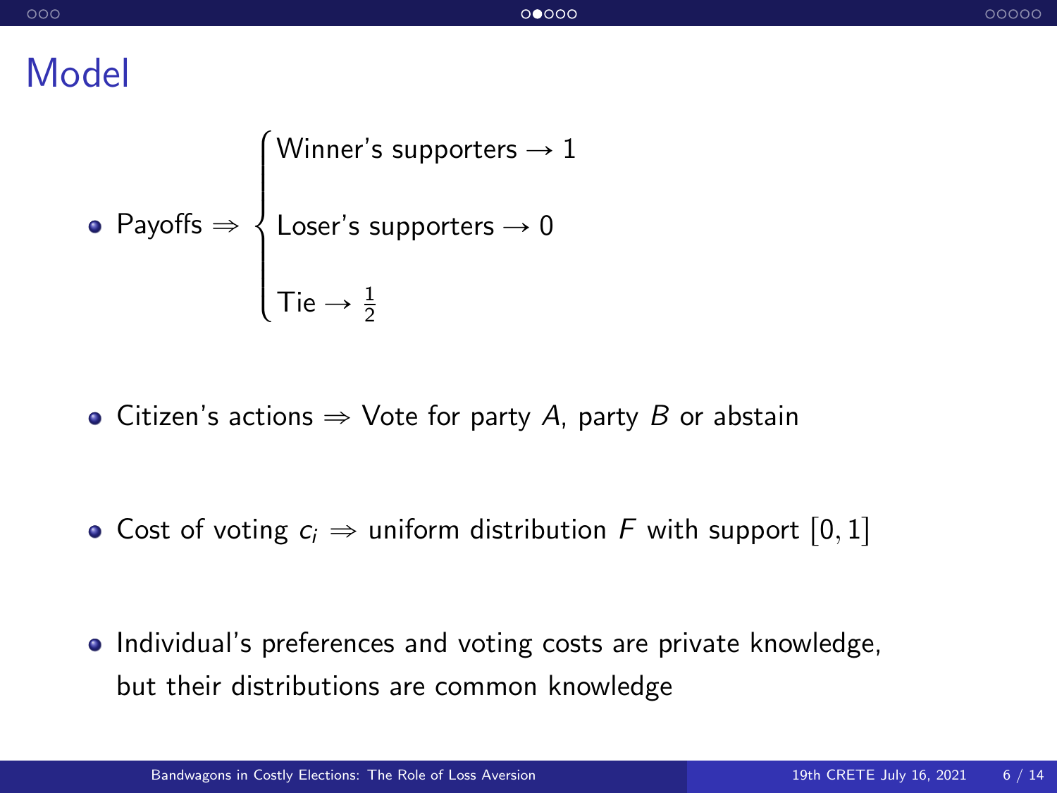# Model

- Payoffs $\Rightarrow \begin{cases} \text{Winner's supporters} \rightarrow 1 \\ \text{Loser's supporters} \rightarrow 0 \\ \text{Tie} \rightarrow \frac{1}{2} \end{cases}$

- Citizen's actions $\Rightarrow$ Vote for party $A$, party $B$ or abstain

- Cost of voting $c_i$ $\Rightarrow$ uniform distribution $F$ with support $[0, 1]$

- Individual's preferences and voting costs are private knowledge, but their distributions are common knowledge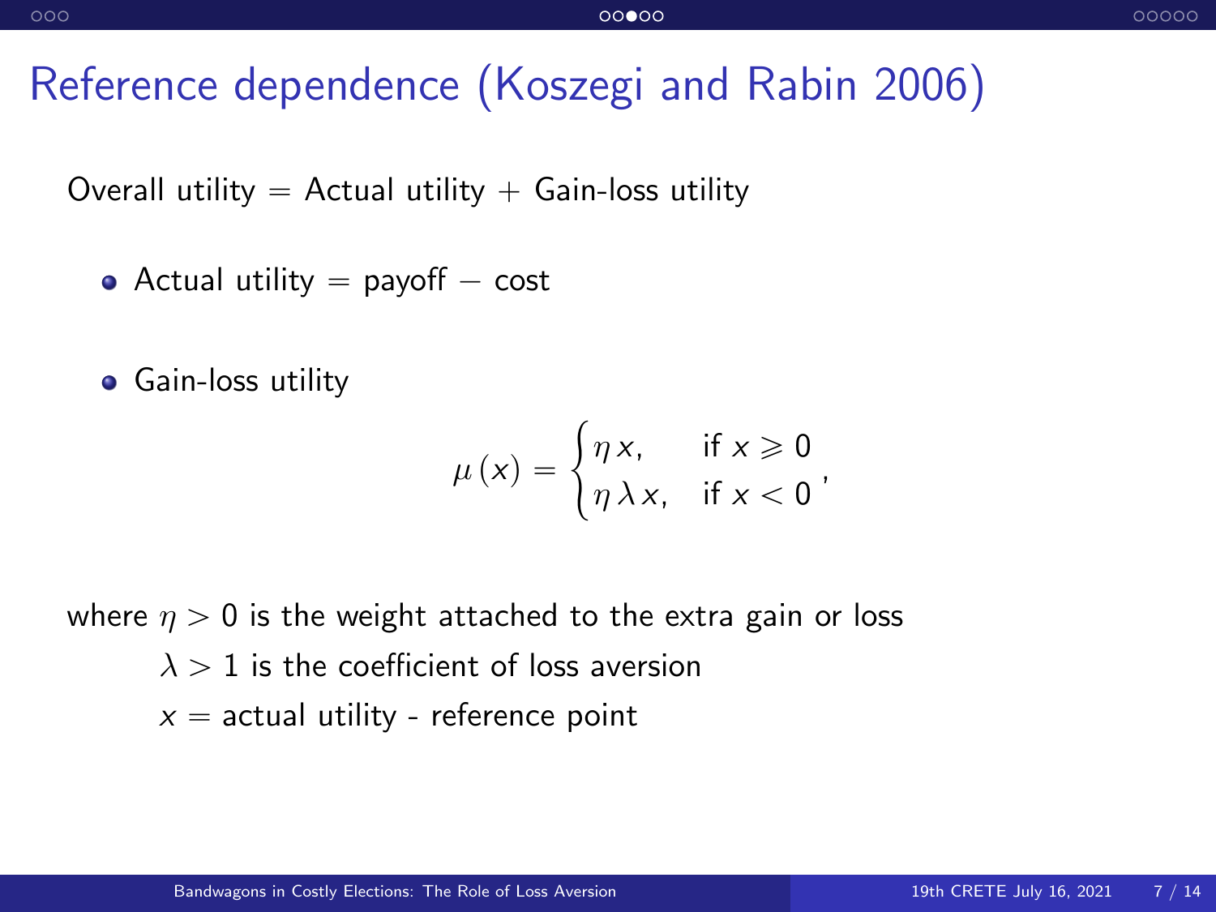# Reference dependence (Koszegi and Rabin 2006)

Overall utility = Actual utility + Gain-loss utility

- Actual utility = payoff − cost
- Gain-loss utility

$$\mu(x) = \begin{cases} \eta\, x, & \text{if } x \geqslant 0 \\ \eta\, \lambda\, x, & \text{if } x < 0 \end{cases},$$

where $\eta > 0$ is the weight attached to the extra gain or loss

$\lambda > 1$ is the coefficient of loss aversion

$x$ = actual utility - reference point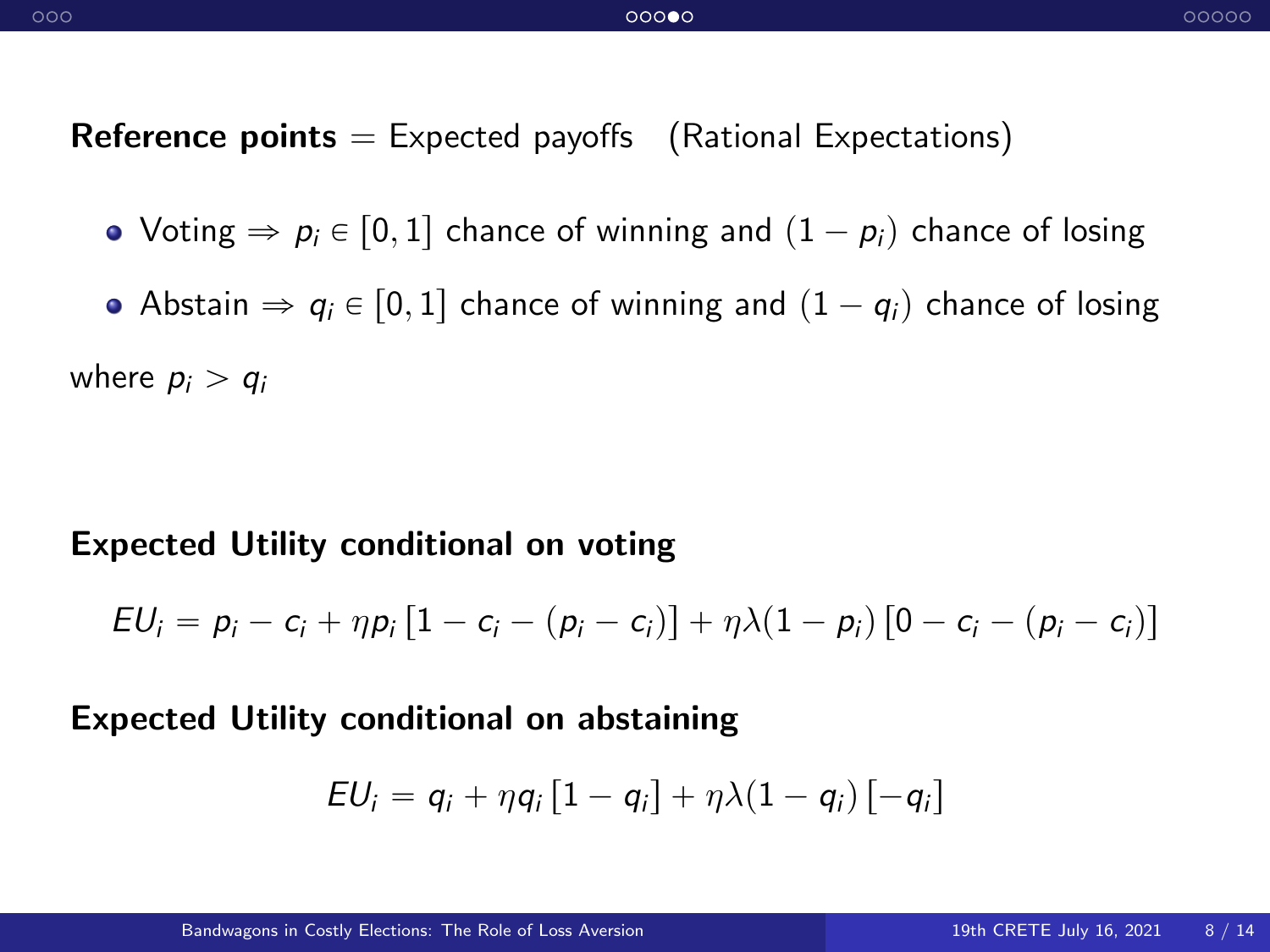**Reference points** = Expected payoffs (Rational Expectations)

- Voting $\Rightarrow p_i \in [0,1]$ chance of winning and $(1-p_i)$ chance of losing
- Abstain $\Rightarrow q_i \in [0,1]$ chance of winning and $(1-q_i)$ chance of losing

where $p_i > q_i$

**Expected Utility conditional on voting**

$$EU_i = p_i - c_i + \eta p_i \left[1 - c_i - (p_i - c_i)\right] + \eta\lambda(1-p_i)\left[0 - c_i - (p_i - c_i)\right]$$

**Expected Utility conditional on abstaining**

$$EU_i = q_i + \eta q_i \left[1 - q_i\right] + \eta\lambda(1-q_i)\left[-q_i\right]$$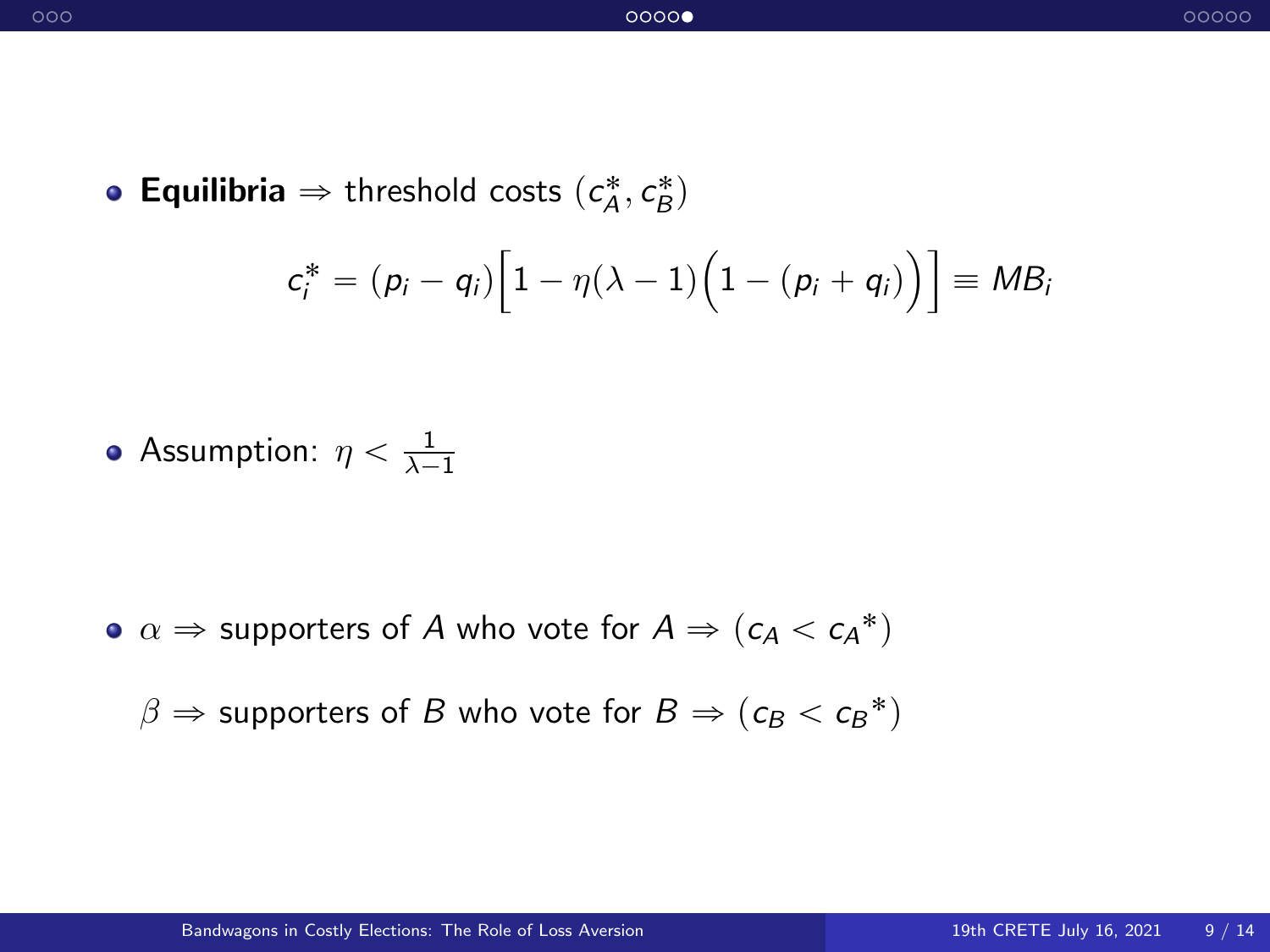- **Equilibria** $\Rightarrow$ threshold costs $(c_A^*, c_B^*)$

$$c_i^* = (p_i - q_i)\Big[1 - \eta(\lambda - 1)\Big(1 - (p_i + q_i)\Big)\Big] \equiv MB_i$$

- Assumption: $\eta < \frac{1}{\lambda - 1}$

- $\alpha \Rightarrow$ supporters of $A$ who vote for $A \Rightarrow (c_A < {c_A}^*)$

  $\beta \Rightarrow$ supporters of $B$ who vote for $B \Rightarrow (c_B < {c_B}^*)$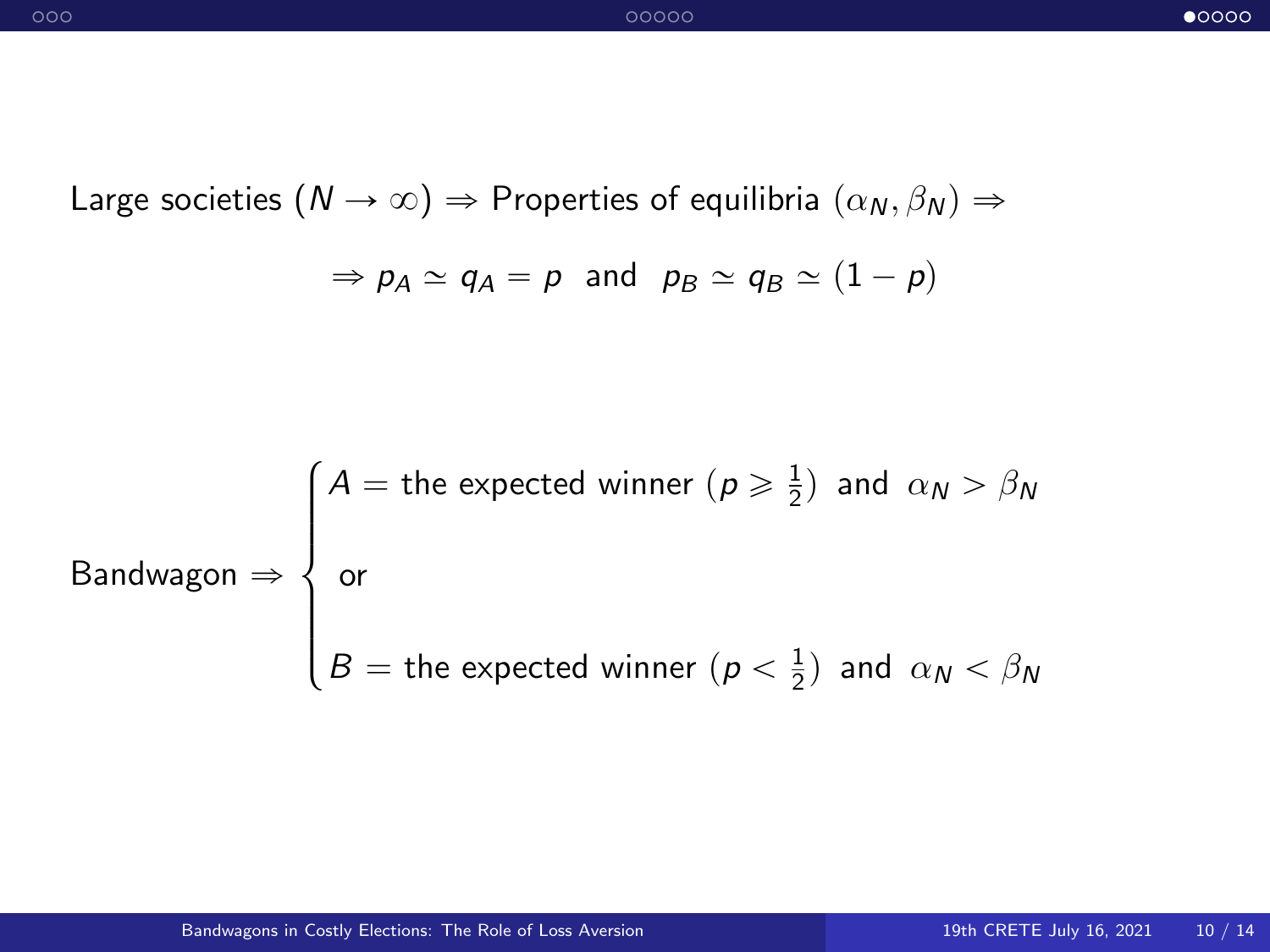Large societies ($N \to \infty$) $\Rightarrow$ Properties of equilibria $(\alpha_N, \beta_N) \Rightarrow$

$$\Rightarrow p_A \simeq q_A = p \;\text{ and }\; p_B \simeq q_B \simeq (1-p)$$

$$\text{Bandwagon} \Rightarrow \begin{cases} A = \text{the expected winner } (p \geqslant \frac{1}{2}) \text{ and } \alpha_N > \beta_N \\ \\ \text{or} \\ \\ B = \text{the expected winner } (p < \frac{1}{2}) \text{ and } \alpha_N < \beta_N \end{cases}$$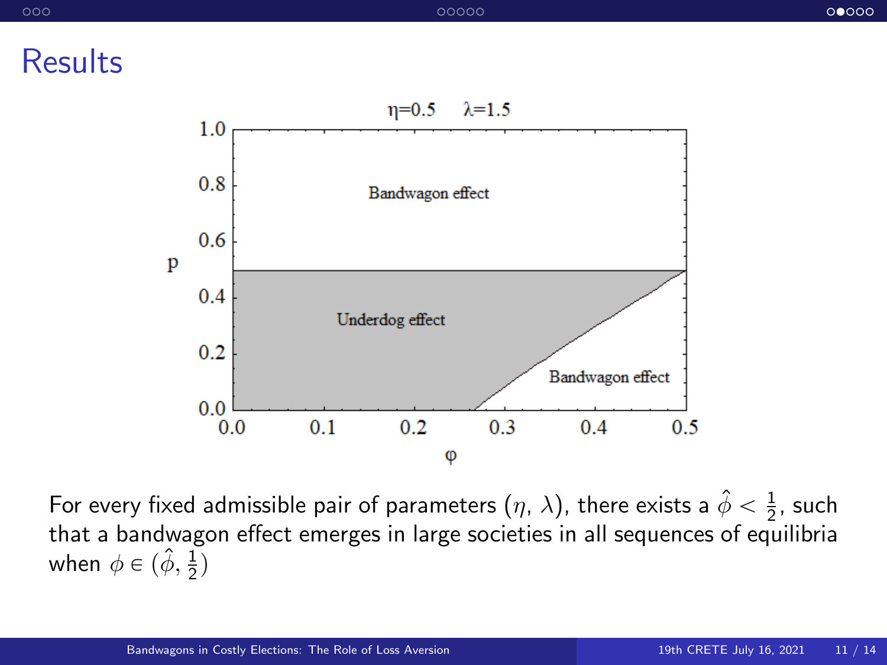# Results

η=0.5 λ=1.5

For every fixed admissible pair of parameters $(\eta, \lambda)$, there exists a $\hat{\phi} < \frac{1}{2}$, such that a bandwagon effect emerges in large societies in all sequences of equilibria when $\phi \in (\hat{\phi}, \frac{1}{2})$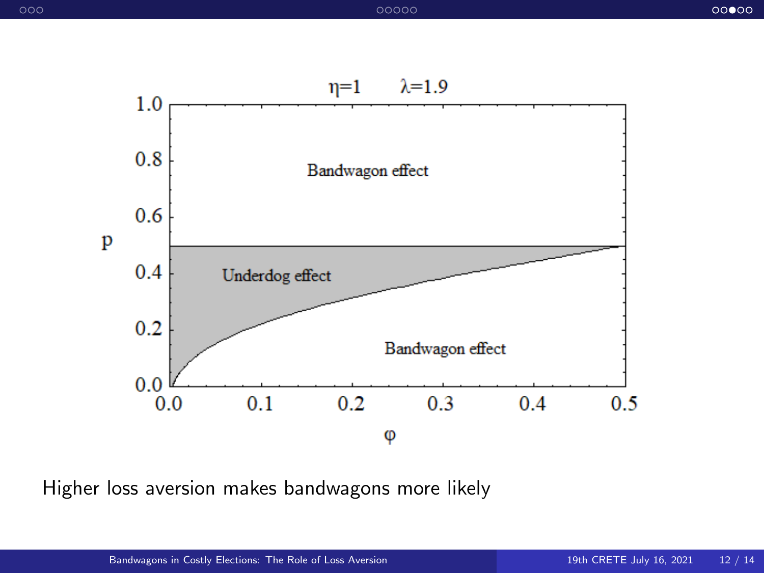$\eta=1 \quad \lambda=1.9$

| | |
|---|---|
| Upper region ($p > 0.5$) | Bandwagon effect |
| Shaded region | Underdog effect |
| Lower region | Bandwagon effect |

Axes: $p$ (vertical, 0.0–1.0), $\varphi$ (horizontal, 0.0–0.5)

Higher loss aversion makes bandwagons more likely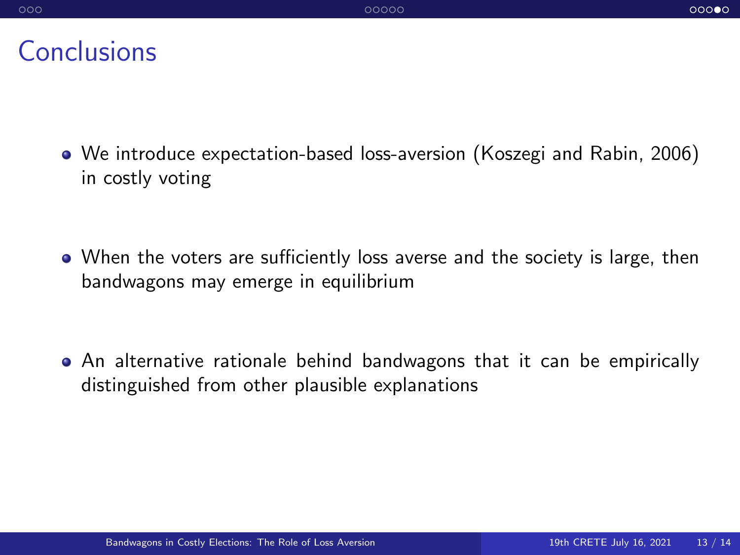# Conclusions

- We introduce expectation-based loss-aversion (Koszegi and Rabin, 2006) in costly voting
- When the voters are sufficiently loss averse and the society is large, then bandwagons may emerge in equilibrium
- An alternative rationale behind bandwagons that it can be empirically distinguished from other plausible explanations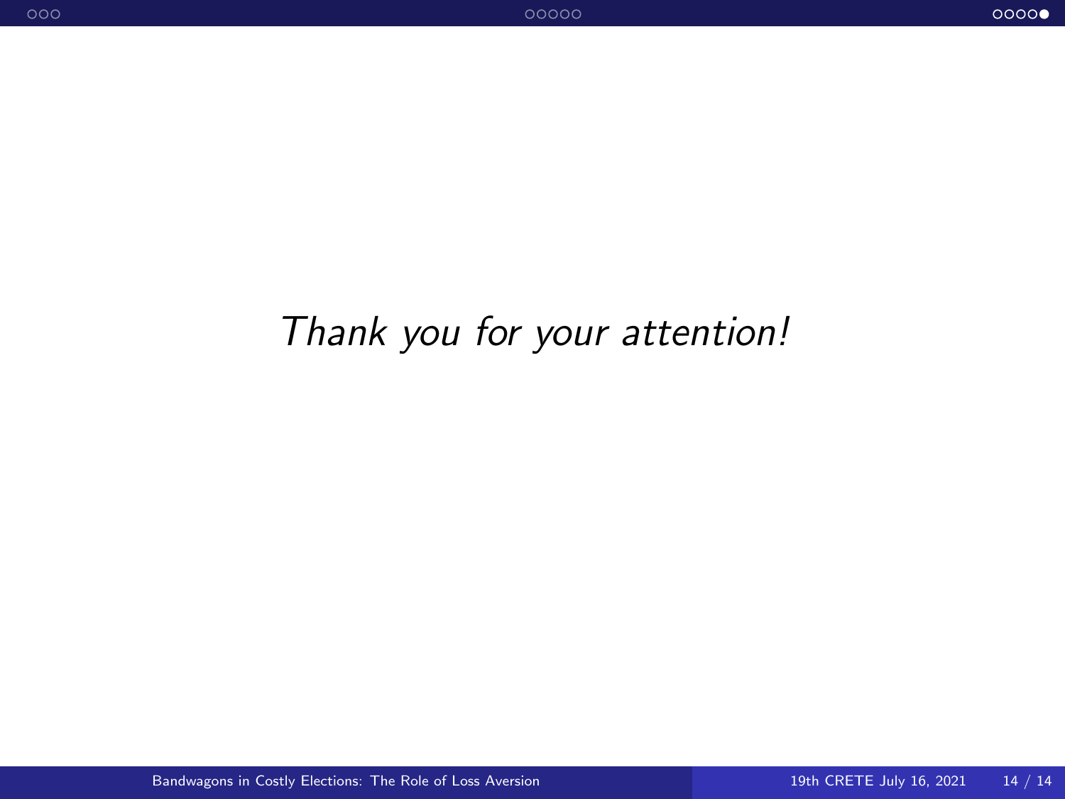*Thank you for your attention!*